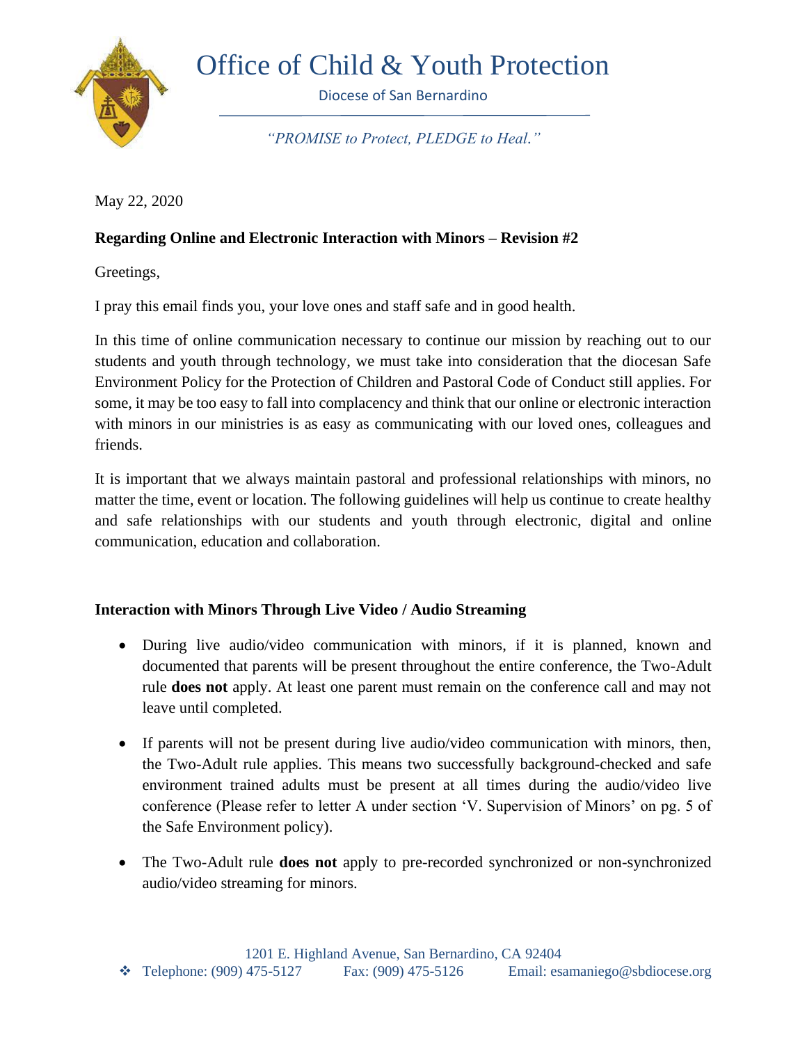# Office of Child & Youth Protection

Diocese of San Bernardino

*"PROMISE to Protect, PLEDGE to Heal."*

May 22, 2020

**Regarding Online and Electronic Interaction with Minors – Revision #2**

Greetings,

I pray this email finds you, your love ones and staff safe and in good health.

In this time of online communication necessary to continue our mission by reaching out to our students and youth through technology, we must take into consideration that the diocesan Safe Environment Policy for the Protection of Children and Pastoral Code of Conduct still applies. For some, it may be too easy to fall into complacency and think that our online or electronic interaction with minors in our ministries is as easy as communicating with our loved ones, colleagues and friends.

It is important that we always maintain pastoral and professional relationships with minors, no matter the time, event or location. The following guidelines will help us continue to create healthy and safe relationships with our students and youth through electronic, digital and online communication, education and collaboration.

**Interaction with Minors Through Live Video / Audio Streaming**

- During live audio/video communication with minors, if it is planned, known and documented that parents will be present throughout the entire conference, the Two-Adult rule **does not** apply. At least one parent must remain on the conference call and may not leave until completed.
- If parents will not be present during live audio/video communication with minors, then, the Two-Adult rule applies. This means two successfully background-checked and safe environment trained adults must be present at all times during the audio/video live conference (Please refer to letter A under section 'V. Supervision of Minors' on pg. 5 of the Safe Environment policy).
- The Two-Adult rule **does not** apply to pre-recorded synchronized or non-synchronized audio/video streaming for minors.

1201 E. Highland Avenue, San Bernardino, CA 92404

❖ Telephone: (909) 475-5127 Fax: (909) 475-5126 Email: esamaniego@sbdiocese.org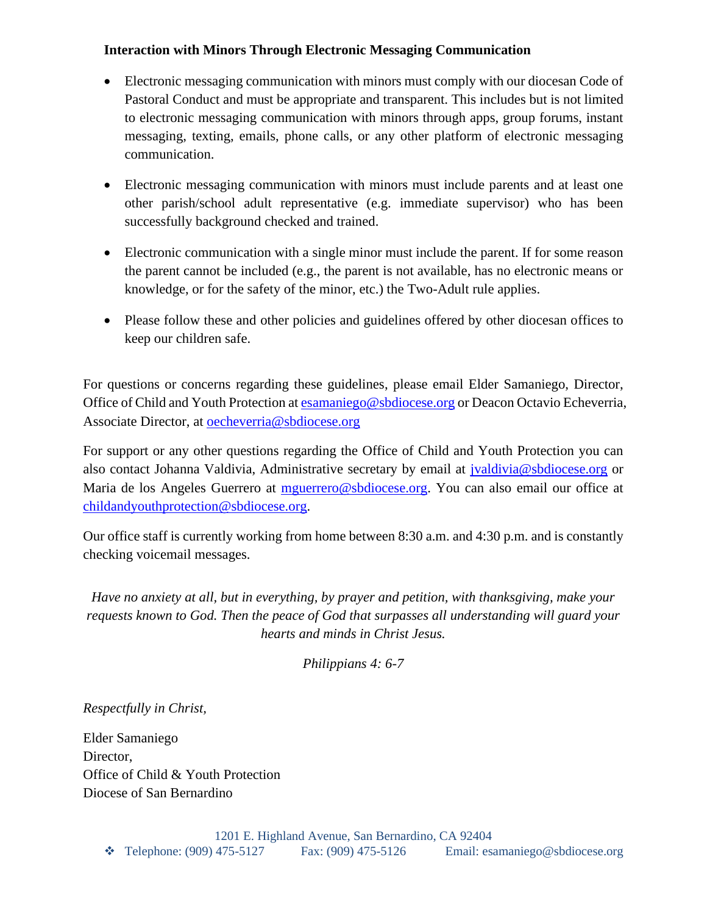**Interaction with Minors Through Electronic Messaging Communication**

- Electronic messaging communication with minors must comply with our diocesan Code of Pastoral Conduct and must be appropriate and transparent. This includes but is not limited to electronic messaging communication with minors through apps, group forums, instant messaging, texting, emails, phone calls, or any other platform of electronic messaging communication.

- Electronic messaging communication with minors must include parents and at least one other parish/school adult representative (e.g. immediate supervisor) who has been successfully background checked and trained.

- Electronic communication with a single minor must include the parent. If for some reason the parent cannot be included (e.g., the parent is not available, has no electronic means or knowledge, or for the safety of the minor, etc.) the Two-Adult rule applies.

- Please follow these and other policies and guidelines offered by other diocesan offices to keep our children safe.

For questions or concerns regarding these guidelines, please email Elder Samaniego, Director, Office of Child and Youth Protection at esamaniego@sbdiocese.org or Deacon Octavio Echeverria, Associate Director, at oecheverria@sbdiocese.org

For support or any other questions regarding the Office of Child and Youth Protection you can also contact Johanna Valdivia, Administrative secretary by email at jvaldivia@sbdiocese.org or Maria de los Angeles Guerrero at mguerrero@sbdiocese.org. You can also email our office at childandyouthprotection@sbdiocese.org.

Our office staff is currently working from home between 8:30 a.m. and 4:30 p.m. and is constantly checking voicemail messages.

*Have no anxiety at all, but in everything, by prayer and petition, with thanksgiving, make your requests known to God. Then the peace of God that surpasses all understanding will guard your hearts and minds in Christ Jesus.*

*Philippians 4: 6-7*

*Respectfully in Christ,*

Elder Samaniego
Director,
Office of Child & Youth Protection
Diocese of San Bernardino

1201 E. Highland Avenue, San Bernardino, CA 92404
❖ Telephone: (909) 475-5127 Fax: (909) 475-5126 Email: esamaniego@sbdiocese.org